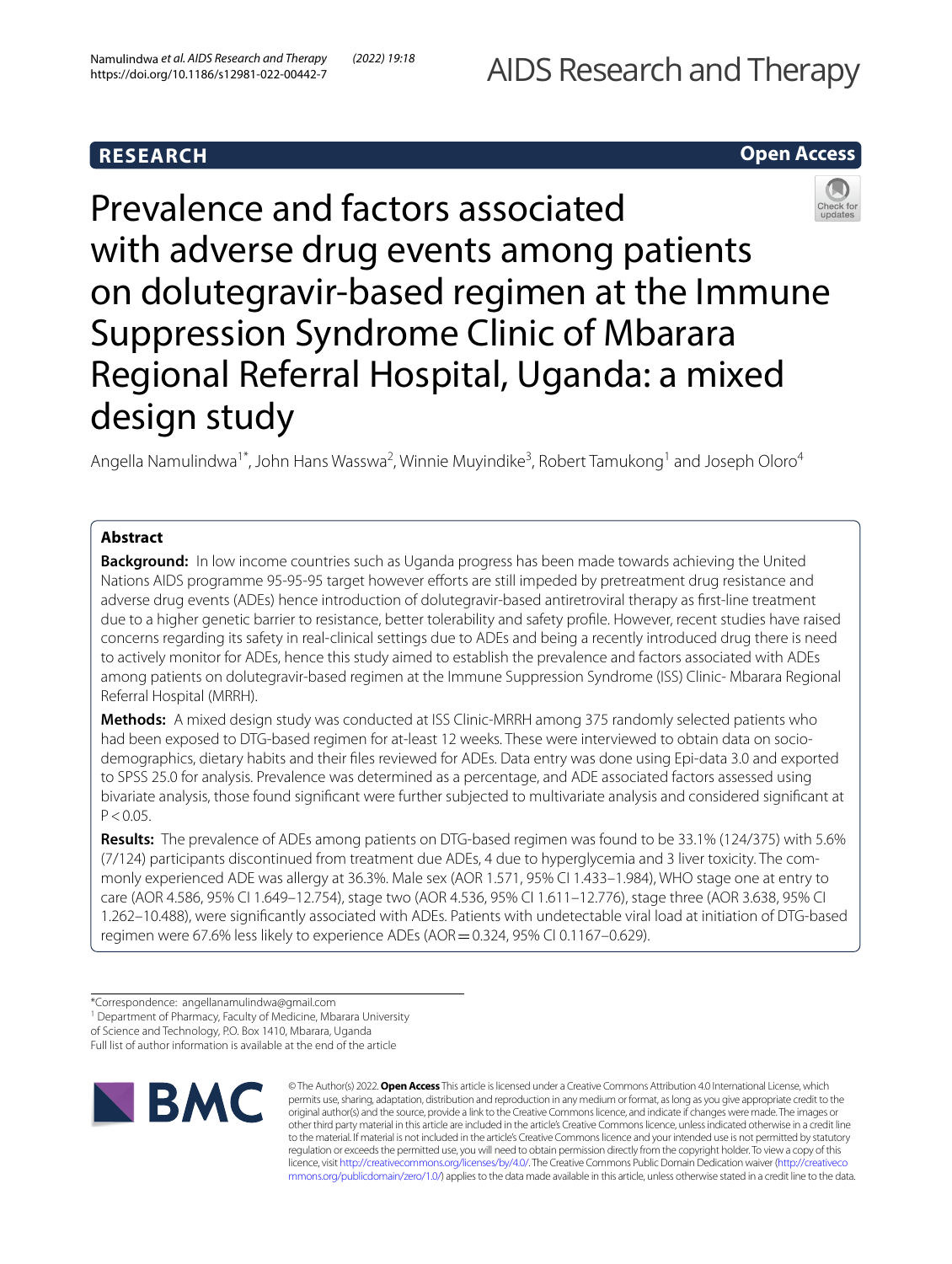RESEARCH

Open Access

# Prevalence and factors associated with adverse drug events among patients on dolutegravir-based regimen at the Immune Suppression Syndrome Clinic of Mbarara Regional Referral Hospital, Uganda: a mixed design study

Angella Namulindwa[1*], John Hans Wasswa[2], Winnie Muyindike[3], Robert Tamukong[1] and Joseph Oloro[4]

## Abstract

**Background:** In low income countries such as Uganda progress has been made towards achieving the United Nations AIDS programme 95-95-95 target however efforts are still impeded by pretreatment drug resistance and adverse drug events (ADEs) hence introduction of dolutegravir-based antiretroviral therapy as first-line treatment due to a higher genetic barrier to resistance, better tolerability and safety profile. However, recent studies have raised concerns regarding its safety in real-clinical settings due to ADEs and being a recently introduced drug there is need to actively monitor for ADEs, hence this study aimed to establish the prevalence and factors associated with ADEs among patients on dolutegravir-based regimen at the Immune Suppression Syndrome (ISS) Clinic- Mbarara Regional Referral Hospital (MRRH).

**Methods:** A mixed design study was conducted at ISS Clinic-MRRH among 375 randomly selected patients who had been exposed to DTG-based regimen for at-least 12 weeks. These were interviewed to obtain data on socio-demographics, dietary habits and their files reviewed for ADEs. Data entry was done using Epi-data 3.0 and exported to SPSS 25.0 for analysis. Prevalence was determined as a percentage, and ADE associated factors assessed using bivariate analysis, those found significant were further subjected to multivariate analysis and considered significant at $P < 0.05$.

**Results:** The prevalence of ADEs among patients on DTG-based regimen was found to be 33.1% (124/375) with 5.6% (7/124) participants discontinued from treatment due ADEs, 4 due to hyperglycemia and 3 liver toxicity. The commonly experienced ADE was allergy at 36.3%. Male sex (AOR 1.571, 95% CI 1.433–1.984), WHO stage one at entry to care (AOR 4.586, 95% CI 1.649–12.754), stage two (AOR 4.536, 95% CI 1.611–12.776), stage three (AOR 3.638, 95% CI 1.262–10.488), were significantly associated with ADEs. Patients with undetectable viral load at initiation of DTG-based regimen were 67.6% less likely to experience ADEs (AOR = 0.324, 95% CI 0.1167–0.629).

*Correspondence: angellanamulindwa@gmail.com

[1] Department of Pharmacy, Faculty of Medicine, Mbarara University of Science and Technology, P.O. Box 1410, Mbarara, Uganda

Full list of author information is available at the end of the article

© The Author(s) 2022. **Open Access** This article is licensed under a Creative Commons Attribution 4.0 International License, which permits use, sharing, adaptation, distribution and reproduction in any medium or format, as long as you give appropriate credit to the original author(s) and the source, provide a link to the Creative Commons licence, and indicate if changes were made. The images or other third party material in this article are included in the article's Creative Commons licence, unless indicated otherwise in a credit line to the material. If material is not included in the article's Creative Commons licence and your intended use is not permitted by statutory regulation or exceeds the permitted use, you will need to obtain permission directly from the copyright holder. To view a copy of this licence, visit http://creativecommons.org/licenses/by/4.0/. The Creative Commons Public Domain Dedication waiver (http://creativecommons.org/publicdomain/zero/1.0/) applies to the data made available in this article, unless otherwise stated in a credit line to the data.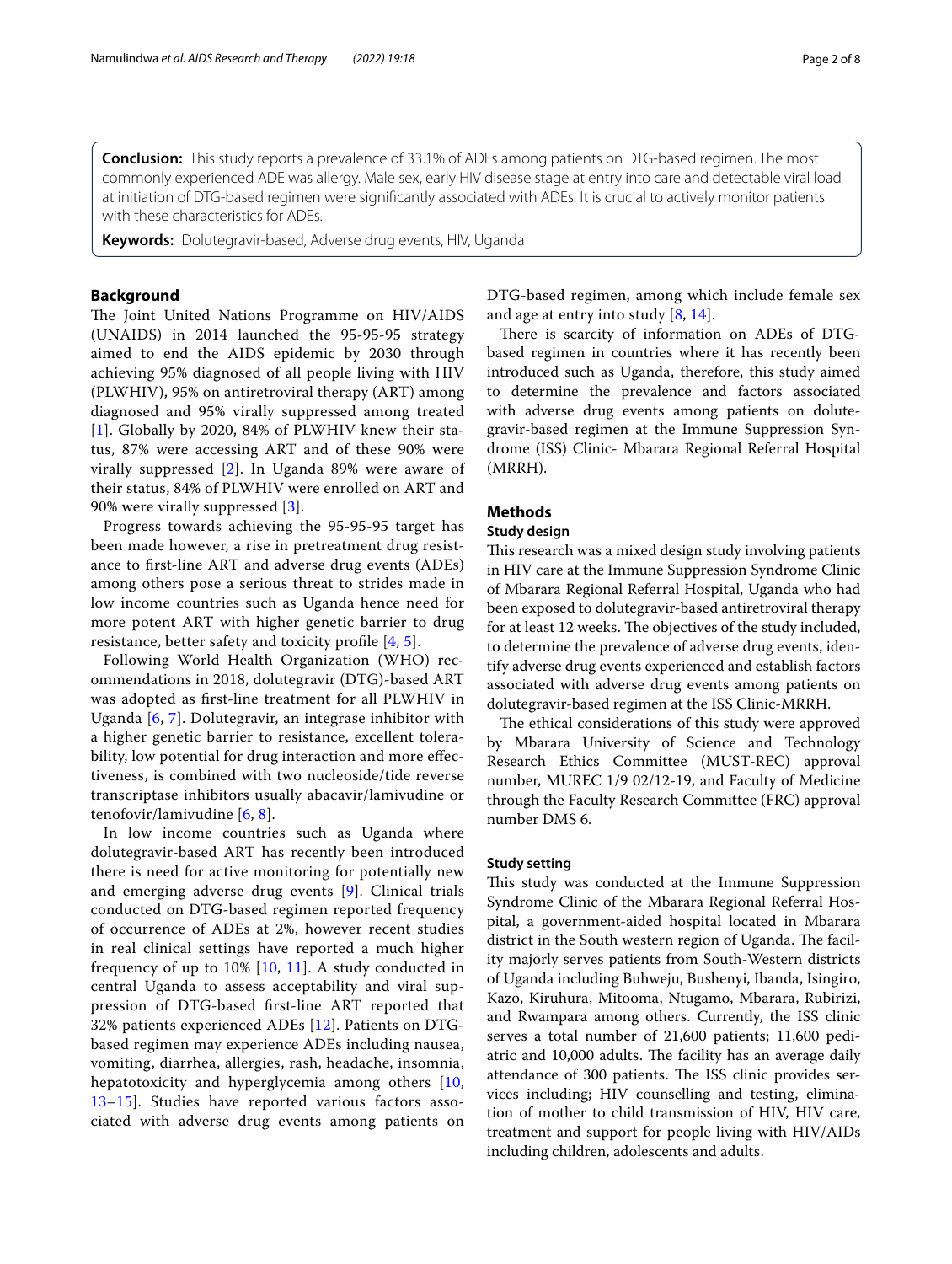**Conclusion:** This study reports a prevalence of 33.1% of ADEs among patients on DTG-based regimen. The most commonly experienced ADE was allergy. Male sex, early HIV disease stage at entry into care and detectable viral load at initiation of DTG-based regimen were significantly associated with ADEs. It is crucial to actively monitor patients with these characteristics for ADEs.

**Keywords:** Dolutegravir-based, Adverse drug events, HIV, Uganda

## Background

The Joint United Nations Programme on HIV/AIDS (UNAIDS) in 2014 launched the 95-95-95 strategy aimed to end the AIDS epidemic by 2030 through achieving 95% diagnosed of all people living with HIV (PLWHIV), 95% on antiretroviral therapy (ART) among diagnosed and 95% virally suppressed among treated [1]. Globally by 2020, 84% of PLWHIV knew their status, 87% were accessing ART and of these 90% were virally suppressed [2]. In Uganda 89% were aware of their status, 84% of PLWHIV were enrolled on ART and 90% were virally suppressed [3].

Progress towards achieving the 95-95-95 target has been made however, a rise in pretreatment drug resistance to first-line ART and adverse drug events (ADEs) among others pose a serious threat to strides made in low income countries such as Uganda hence need for more potent ART with higher genetic barrier to drug resistance, better safety and toxicity profile [4, 5].

Following World Health Organization (WHO) recommendations in 2018, dolutegravir (DTG)-based ART was adopted as first-line treatment for all PLWHIV in Uganda [6, 7]. Dolutegravir, an integrase inhibitor with a higher genetic barrier to resistance, excellent tolerability, low potential for drug interaction and more effectiveness, is combined with two nucleoside/tide reverse transcriptase inhibitors usually abacavir/lamivudine or tenofovir/lamivudine [6, 8].

In low income countries such as Uganda where dolutegravir-based ART has recently been introduced there is need for active monitoring for potentially new and emerging adverse drug events [9]. Clinical trials conducted on DTG-based regimen reported frequency of occurrence of ADEs at 2%, however recent studies in real clinical settings have reported a much higher frequency of up to 10% [10, 11]. A study conducted in central Uganda to assess acceptability and viral suppression of DTG-based first-line ART reported that 32% patients experienced ADEs [12]. Patients on DTG-based regimen may experience ADEs including nausea, vomiting, diarrhea, allergies, rash, headache, insomnia, hepatotoxicity and hyperglycemia among others [10, 13–15]. Studies have reported various factors associated with adverse drug events among patients on DTG-based regimen, among which include female sex and age at entry into study [8, 14].

There is scarcity of information on ADEs of DTG-based regimen in countries where it has recently been introduced such as Uganda, therefore, this study aimed to determine the prevalence and factors associated with adverse drug events among patients on dolutegravir-based regimen at the Immune Suppression Syndrome (ISS) Clinic- Mbarara Regional Referral Hospital (MRRH).

## Methods

### Study design

This research was a mixed design study involving patients in HIV care at the Immune Suppression Syndrome Clinic of Mbarara Regional Referral Hospital, Uganda who had been exposed to dolutegravir-based antiretroviral therapy for at least 12 weeks. The objectives of the study included, to determine the prevalence of adverse drug events, identify adverse drug events experienced and establish factors associated with adverse drug events among patients on dolutegravir-based regimen at the ISS Clinic-MRRH.

The ethical considerations of this study were approved by Mbarara University of Science and Technology Research Ethics Committee (MUST-REC) approval number, MUREC 1/9 02/12-19, and Faculty of Medicine through the Faculty Research Committee (FRC) approval number DMS 6.

### Study setting

This study was conducted at the Immune Suppression Syndrome Clinic of the Mbarara Regional Referral Hospital, a government-aided hospital located in Mbarara district in the South western region of Uganda. The facility majorly serves patients from South-Western districts of Uganda including Buhweju, Bushenyi, Ibanda, Isingiro, Kazo, Kiruhura, Mitooma, Ntugamo, Mbarara, Rubirizi, and Rwampara among others. Currently, the ISS clinic serves a total number of 21,600 patients; 11,600 pediatric and 10,000 adults. The facility has an average daily attendance of 300 patients. The ISS clinic provides services including; HIV counselling and testing, elimination of mother to child transmission of HIV, HIV care, treatment and support for people living with HIV/AIDs including children, adolescents and adults.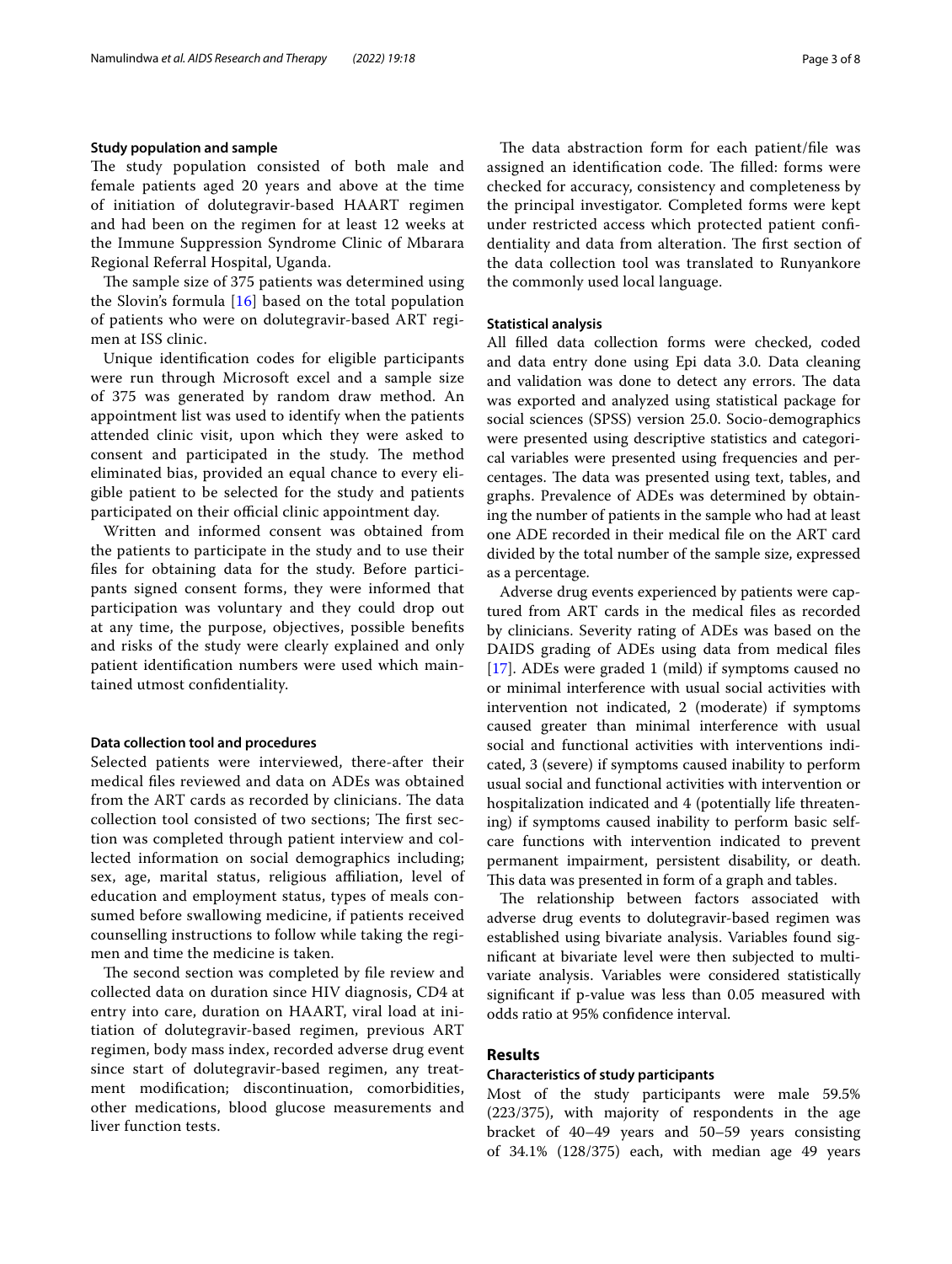### Study population and sample

The study population consisted of both male and female patients aged 20 years and above at the time of initiation of dolutegravir-based HAART regimen and had been on the regimen for at least 12 weeks at the Immune Suppression Syndrome Clinic of Mbarara Regional Referral Hospital, Uganda.

The sample size of 375 patients was determined using the Slovin's formula [16] based on the total population of patients who were on dolutegravir-based ART regimen at ISS clinic.

Unique identification codes for eligible participants were run through Microsoft excel and a sample size of 375 was generated by random draw method. An appointment list was used to identify when the patients attended clinic visit, upon which they were asked to consent and participated in the study. The method eliminated bias, provided an equal chance to every eligible patient to be selected for the study and patients participated on their official clinic appointment day.

Written and informed consent was obtained from the patients to participate in the study and to use their files for obtaining data for the study. Before participants signed consent forms, they were informed that participation was voluntary and they could drop out at any time, the purpose, objectives, possible benefits and risks of the study were clearly explained and only patient identification numbers were used which maintained utmost confidentiality.

### Data collection tool and procedures

Selected patients were interviewed, there-after their medical files reviewed and data on ADEs was obtained from the ART cards as recorded by clinicians. The data collection tool consisted of two sections; The first section was completed through patient interview and collected information on social demographics including; sex, age, marital status, religious affiliation, level of education and employment status, types of meals consumed before swallowing medicine, if patients received counselling instructions to follow while taking the regimen and time the medicine is taken.

The second section was completed by file review and collected data on duration since HIV diagnosis, CD4 at entry into care, duration on HAART, viral load at initiation of dolutegravir-based regimen, previous ART regimen, body mass index, recorded adverse drug event since start of dolutegravir-based regimen, any treatment modification; discontinuation, comorbidities, other medications, blood glucose measurements and liver function tests.

The data abstraction form for each patient/file was assigned an identification code. The filled: forms were checked for accuracy, consistency and completeness by the principal investigator. Completed forms were kept under restricted access which protected patient confidentiality and data from alteration. The first section of the data collection tool was translated to Runyankore the commonly used local language.

### Statistical analysis

All filled data collection forms were checked, coded and data entry done using Epi data 3.0. Data cleaning and validation was done to detect any errors. The data was exported and analyzed using statistical package for social sciences (SPSS) version 25.0. Socio-demographics were presented using descriptive statistics and categorical variables were presented using frequencies and percentages. The data was presented using text, tables, and graphs. Prevalence of ADEs was determined by obtaining the number of patients in the sample who had at least one ADE recorded in their medical file on the ART card divided by the total number of the sample size, expressed as a percentage.

Adverse drug events experienced by patients were captured from ART cards in the medical files as recorded by clinicians. Severity rating of ADEs was based on the DAIDS grading of ADEs using data from medical files [17]. ADEs were graded 1 (mild) if symptoms caused no or minimal interference with usual social activities with intervention not indicated, 2 (moderate) if symptoms caused greater than minimal interference with usual social and functional activities with interventions indicated, 3 (severe) if symptoms caused inability to perform usual social and functional activities with intervention or hospitalization indicated and 4 (potentially life threatening) if symptoms caused inability to perform basic self-care functions with intervention indicated to prevent permanent impairment, persistent disability, or death. This data was presented in form of a graph and tables.

The relationship between factors associated with adverse drug events to dolutegravir-based regimen was established using bivariate analysis. Variables found significant at bivariate level were then subjected to multivariate analysis. Variables were considered statistically significant if p-value was less than 0.05 measured with odds ratio at 95% confidence interval.

## Results

### Characteristics of study participants

Most of the study participants were male 59.5% (223/375), with majority of respondents in the age bracket of 40–49 years and 50–59 years consisting of 34.1% (128/375) each, with median age 49 years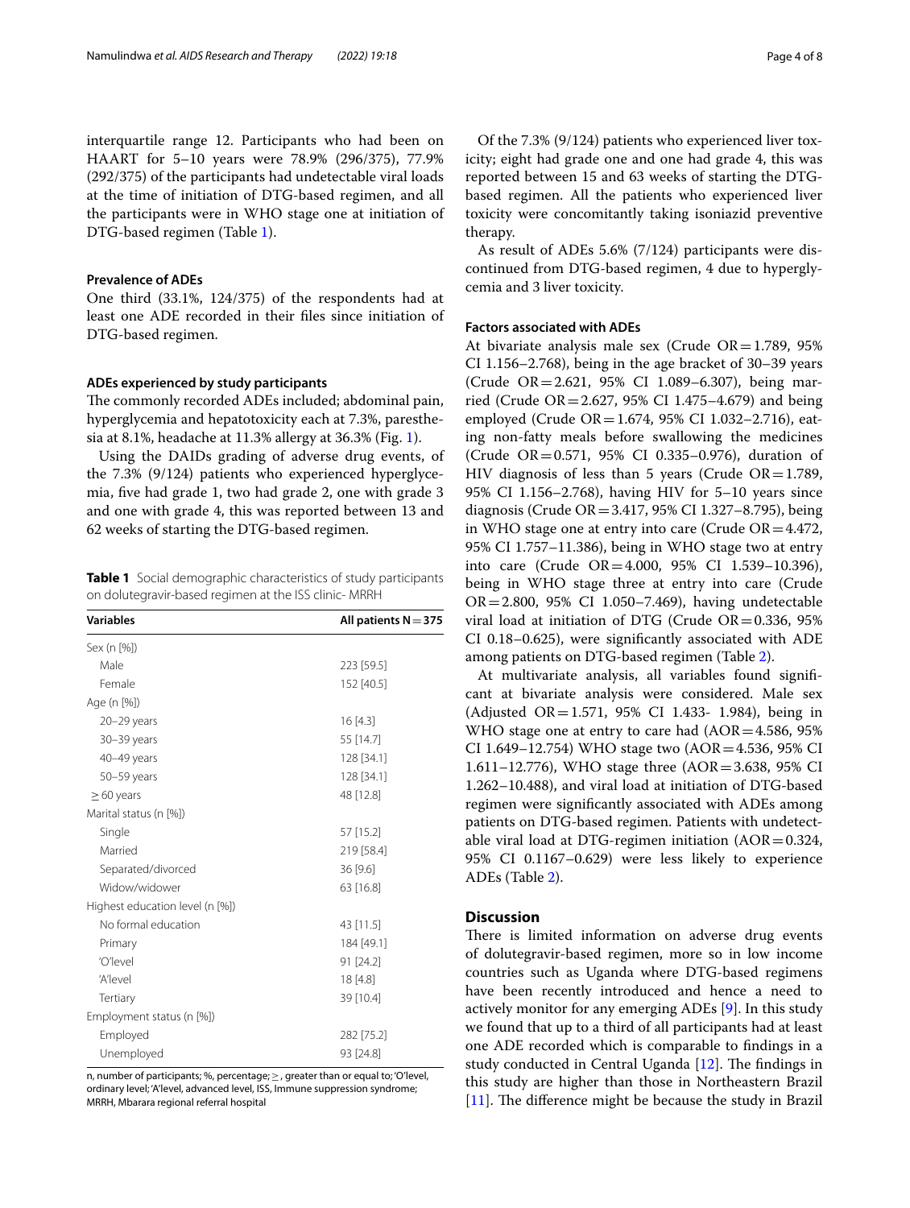interquartile range 12. Participants who had been on HAART for 5–10 years were 78.9% (296/375), 77.9% (292/375) of the participants had undetectable viral loads at the time of initiation of DTG-based regimen, and all the participants were in WHO stage one at initiation of DTG-based regimen (Table 1).

### Prevalence of ADEs

One third (33.1%, 124/375) of the respondents had at least one ADE recorded in their files since initiation of DTG-based regimen.

### ADEs experienced by study participants

The commonly recorded ADEs included; abdominal pain, hyperglycemia and hepatotoxicity each at 7.3%, paresthesia at 8.1%, headache at 11.3% allergy at 36.3% (Fig. 1).

Using the DAIDs grading of adverse drug events, of the 7.3% (9/124) patients who experienced hyperglycemia, five had grade 1, two had grade 2, one with grade 3 and one with grade 4, this was reported between 13 and 62 weeks of starting the DTG-based regimen.

**Table 1** Social demographic characteristics of study participants on dolutegravir-based regimen at the ISS clinic- MRRH

| Variables | All patients N = 375 |
|---|---|
| Sex (n [%]) | |
| Male | 223 [59.5] |
| Female | 152 [40.5] |
| Age (n [%]) | |
| 20–29 years | 16 [4.3] |
| 30–39 years | 55 [14.7] |
| 40–49 years | 128 [34.1] |
| 50–59 years | 128 [34.1] |
| ≥ 60 years | 48 [12.8] |
| Marital status (n [%]) | |
| Single | 57 [15.2] |
| Married | 219 [58.4] |
| Separated/divorced | 36 [9.6] |
| Widow/widower | 63 [16.8] |
| Highest education level (n [%]) | |
| No formal education | 43 [11.5] |
| Primary | 184 [49.1] |
| 'O'level | 91 [24.2] |
| 'A'level | 18 [4.8] |
| Tertiary | 39 [10.4] |
| Employment status (n [%]) | |
| Employed | 282 [75.2] |
| Unemployed | 93 [24.8] |

n, number of participants; %, percentage; ≥, greater than or equal to; 'O'level, ordinary level; 'A'level, advanced level, ISS, Immune suppression syndrome; MRRH, Mbarara regional referral hospital

Of the 7.3% (9/124) patients who experienced liver toxicity; eight had grade one and one had grade 4, this was reported between 15 and 63 weeks of starting the DTG-based regimen. All the patients who experienced liver toxicity were concomitantly taking isoniazid preventive therapy.

As result of ADEs 5.6% (7/124) participants were discontinued from DTG-based regimen, 4 due to hyperglycemia and 3 liver toxicity.

### Factors associated with ADEs

At bivariate analysis male sex (Crude OR = 1.789, 95% CI 1.156–2.768), being in the age bracket of 30–39 years (Crude OR = 2.621, 95% CI 1.089–6.307), being married (Crude OR = 2.627, 95% CI 1.475–4.679) and being employed (Crude OR = 1.674, 95% CI 1.032–2.716), eating non-fatty meals before swallowing the medicines (Crude OR = 0.571, 95% CI 0.335–0.976), duration of HIV diagnosis of less than 5 years (Crude OR = 1.789, 95% CI 1.156–2.768), having HIV for 5–10 years since diagnosis (Crude OR = 3.417, 95% CI 1.327–8.795), being in WHO stage one at entry into care (Crude OR = 4.472, 95% CI 1.757–11.386), being in WHO stage two at entry into care (Crude OR = 4.000, 95% CI 1.539–10.396), being in WHO stage three at entry into care (Crude OR = 2.800, 95% CI 1.050–7.469), having undetectable viral load at initiation of DTG (Crude OR = 0.336, 95% CI 0.18–0.625), were significantly associated with ADE among patients on DTG-based regimen (Table 2).

At multivariate analysis, all variables found significant at bivariate analysis were considered. Male sex (Adjusted OR = 1.571, 95% CI 1.433- 1.984), being in WHO stage one at entry to care had (AOR = 4.586, 95% CI 1.649–12.754) WHO stage two (AOR = 4.536, 95% CI 1.611–12.776), WHO stage three (AOR = 3.638, 95% CI 1.262–10.488), and viral load at initiation of DTG-based regimen were significantly associated with ADEs among patients on DTG-based regimen. Patients with undetectable viral load at DTG-regimen initiation (AOR = 0.324, 95% CI 0.1167–0.629) were less likely to experience ADEs (Table 2).

## Discussion

There is limited information on adverse drug events of dolutegravir-based regimen, more so in low income countries such as Uganda where DTG-based regimens have been recently introduced and hence a need to actively monitor for any emerging ADEs [9]. In this study we found that up to a third of all participants had at least one ADE recorded which is comparable to findings in a study conducted in Central Uganda [12]. The findings in this study are higher than those in Northeastern Brazil [11]. The difference might be because the study in Brazil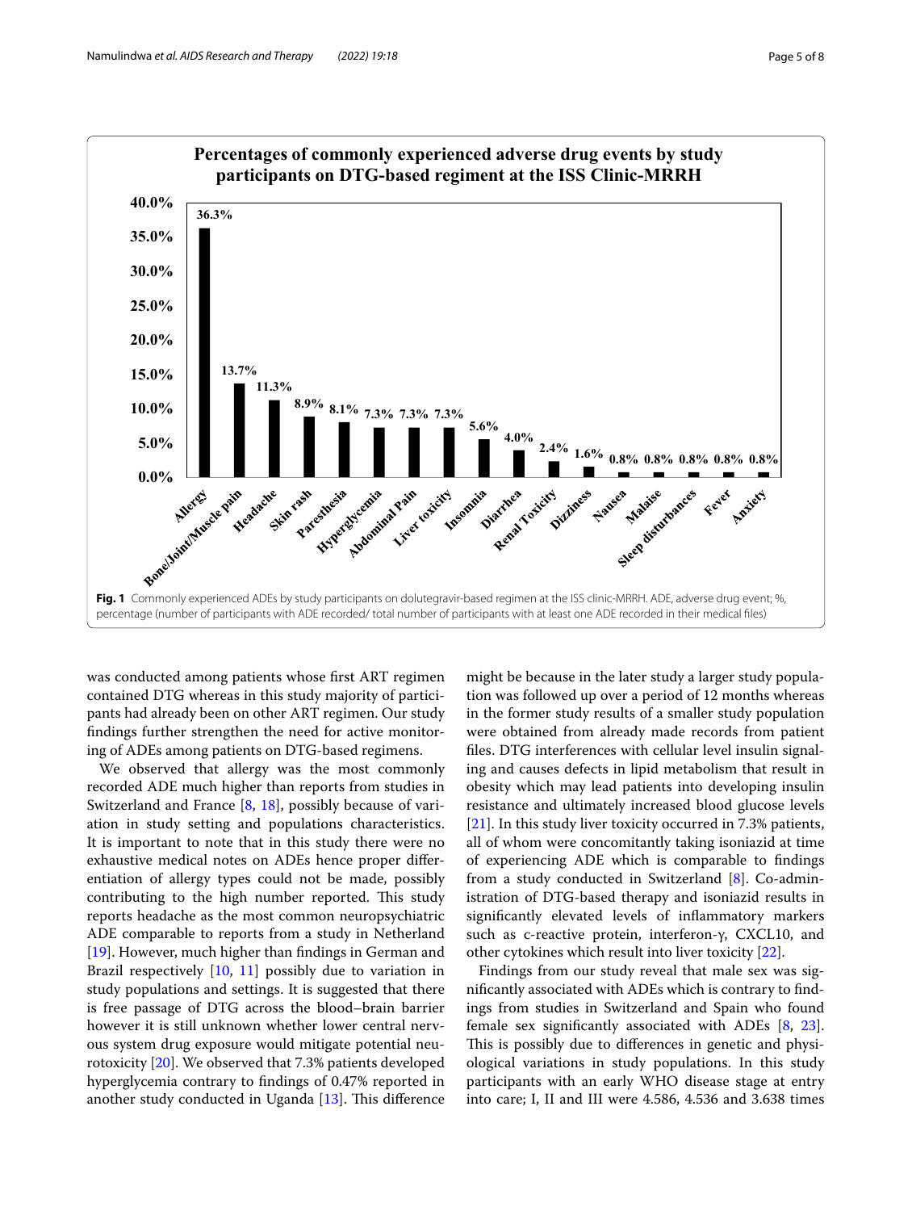**Fig. 1** Commonly experienced ADEs by study participants on dolutegravir-based regimen at the ISS clinic-MRRH. ADE, adverse drug event; %, percentage (number of participants with ADE recorded/ total number of participants with at least one ADE recorded in their medical files)

was conducted among patients whose first ART regimen contained DTG whereas in this study majority of participants had already been on other ART regimen. Our study findings further strengthen the need for active monitoring of ADEs among patients on DTG-based regimens.

We observed that allergy was the most commonly recorded ADE much higher than reports from studies in Switzerland and France [8, 18], possibly because of variation in study setting and populations characteristics. It is important to note that in this study there were no exhaustive medical notes on ADEs hence proper differentiation of allergy types could not be made, possibly contributing to the high number reported. This study reports headache as the most common neuropsychiatric ADE comparable to reports from a study in Netherland [19]. However, much higher than findings in German and Brazil respectively [10, 11] possibly due to variation in study populations and settings. It is suggested that there is free passage of DTG across the blood–brain barrier however it is still unknown whether lower central nervous system drug exposure would mitigate potential neurotoxicity [20]. We observed that 7.3% patients developed hyperglycemia contrary to findings of 0.47% reported in another study conducted in Uganda [13]. This difference might be because in the later study a larger study population was followed up over a period of 12 months whereas in the former study results of a smaller study population were obtained from already made records from patient files. DTG interferences with cellular level insulin signaling and causes defects in lipid metabolism that result in obesity which may lead patients into developing insulin resistance and ultimately increased blood glucose levels [21]. In this study liver toxicity occurred in 7.3% patients, all of whom were concomitantly taking isoniazid at time of experiencing ADE which is comparable to findings from a study conducted in Switzerland [8]. Co-administration of DTG-based therapy and isoniazid results in significantly elevated levels of inflammatory markers such as c-reactive protein, interferon-γ, CXCL10, and other cytokines which result into liver toxicity [22].

Findings from our study reveal that male sex was significantly associated with ADEs which is contrary to findings from studies in Switzerland and Spain who found female sex significantly associated with ADEs [8, 23]. This is possibly due to differences in genetic and physiological variations in study populations. In this study participants with an early WHO disease stage at entry into care; I, II and III were 4.586, 4.536 and 3.638 times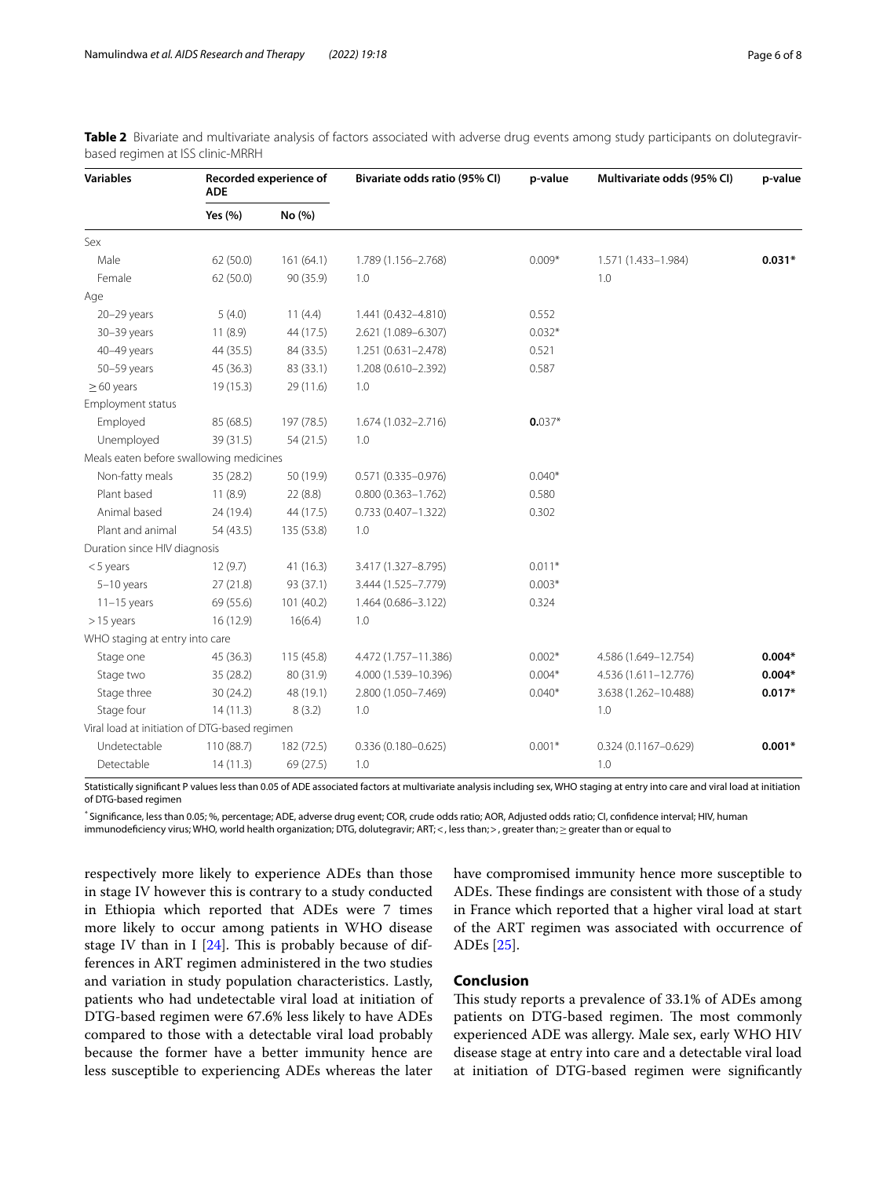**Table 2** Bivariate and multivariate analysis of factors associated with adverse drug events among study participants on dolutegravir-based regimen at ISS clinic-MRRH

| Variables | Recorded experience of ADE | | Bivariate odds ratio (95% CI) | p-value | Multivariate odds (95% CI) | p-value |
|---|---|---|---|---|---|---|
| | Yes (%) | No (%) | | | | |
| Sex | | | | | | |
| Male | 62 (50.0) | 161 (64.1) | 1.789 (1.156–2.768) | 0.009* | 1.571 (1.433–1.984) | **0.031*** |
| Female | 62 (50.0) | 90 (35.9) | 1.0 | | 1.0 | |
| Age | | | | | | |
| 20–29 years | 5 (4.0) | 11 (4.4) | 1.441 (0.432–4.810) | 0.552 | | |
| 30–39 years | 11 (8.9) | 44 (17.5) | 2.621 (1.089–6.307) | 0.032* | | |
| 40–49 years | 44 (35.5) | 84 (33.5) | 1.251 (0.631–2.478) | 0.521 | | |
| 50–59 years | 45 (36.3) | 83 (33.1) | 1.208 (0.610–2.392) | 0.587 | | |
| ≥ 60 years | 19 (15.3) | 29 (11.6) | 1.0 | | | |
| Employment status | | | | | | |
| Employed | 85 (68.5) | 197 (78.5) | 1.674 (1.032–2.716) | **0.**037* | | |
| Unemployed | 39 (31.5) | 54 (21.5) | 1.0 | | | |
| Meals eaten before swallowing medicines | | | | | | |
| Non-fatty meals | 35 (28.2) | 50 (19.9) | 0.571 (0.335–0.976) | 0.040* | | |
| Plant based | 11 (8.9) | 22 (8.8) | 0.800 (0.363–1.762) | 0.580 | | |
| Animal based | 24 (19.4) | 44 (17.5) | 0.733 (0.407–1.322) | 0.302 | | |
| Plant and animal | 54 (43.5) | 135 (53.8) | 1.0 | | | |
| Duration since HIV diagnosis | | | | | | |
| < 5 years | 12 (9.7) | 41 (16.3) | 3.417 (1.327–8.795) | 0.011* | | |
| 5–10 years | 27 (21.8) | 93 (37.1) | 3.444 (1.525–7.779) | 0.003* | | |
| 11–15 years | 69 (55.6) | 101 (40.2) | 1.464 (0.686–3.122) | 0.324 | | |
| > 15 years | 16 (12.9) | 16(6.4) | 1.0 | | | |
| WHO staging at entry into care | | | | | | |
| Stage one | 45 (36.3) | 115 (45.8) | 4.472 (1.757–11.386) | 0.002* | 4.586 (1.649–12.754) | **0.004*** |
| Stage two | 35 (28.2) | 80 (31.9) | 4.000 (1.539–10.396) | 0.004* | 4.536 (1.611–12.776) | **0.004*** |
| Stage three | 30 (24.2) | 48 (19.1) | 2.800 (1.050–7.469) | 0.040* | 3.638 (1.262–10.488) | **0.017*** |
| Stage four | 14 (11.3) | 8 (3.2) | 1.0 | | 1.0 | |
| Viral load at initiation of DTG-based regimen | | | | | | |
| Undetectable | 110 (88.7) | 182 (72.5) | 0.336 (0.180–0.625) | 0.001* | 0.324 (0.1167–0.629) | **0.001*** |
| Detectable | 14 (11.3) | 69 (27.5) | 1.0 | | 1.0 | |

Statistically significant P values less than 0.05 of ADE associated factors at multivariate analysis including sex, WHO staging at entry into care and viral load at initiation of DTG-based regimen

* Significance, less than 0.05; %, percentage; ADE, adverse drug event; COR, crude odds ratio; AOR, Adjusted odds ratio; CI, confidence interval; HIV, human immunodeficiency virus; WHO, world health organization; DTG, dolutegravir; ART; <, less than; >, greater than; ≥ greater than or equal to

respectively more likely to experience ADEs than those in stage IV however this is contrary to a study conducted in Ethiopia which reported that ADEs were 7 times more likely to occur among patients in WHO disease stage IV than in I [24]. This is probably because of differences in ART regimen administered in the two studies and variation in study population characteristics. Lastly, patients who had undetectable viral load at initiation of DTG-based regimen were 67.6% less likely to have ADEs compared to those with a detectable viral load probably because the former have a better immunity hence are less susceptible to experiencing ADEs whereas the later have compromised immunity hence more susceptible to ADEs. These findings are consistent with those of a study in France which reported that a higher viral load at start of the ART regimen was associated with occurrence of ADEs [25].

## Conclusion

This study reports a prevalence of 33.1% of ADEs among patients on DTG-based regimen. The most commonly experienced ADE was allergy. Male sex, early WHO HIV disease stage at entry into care and a detectable viral load at initiation of DTG-based regimen were significantly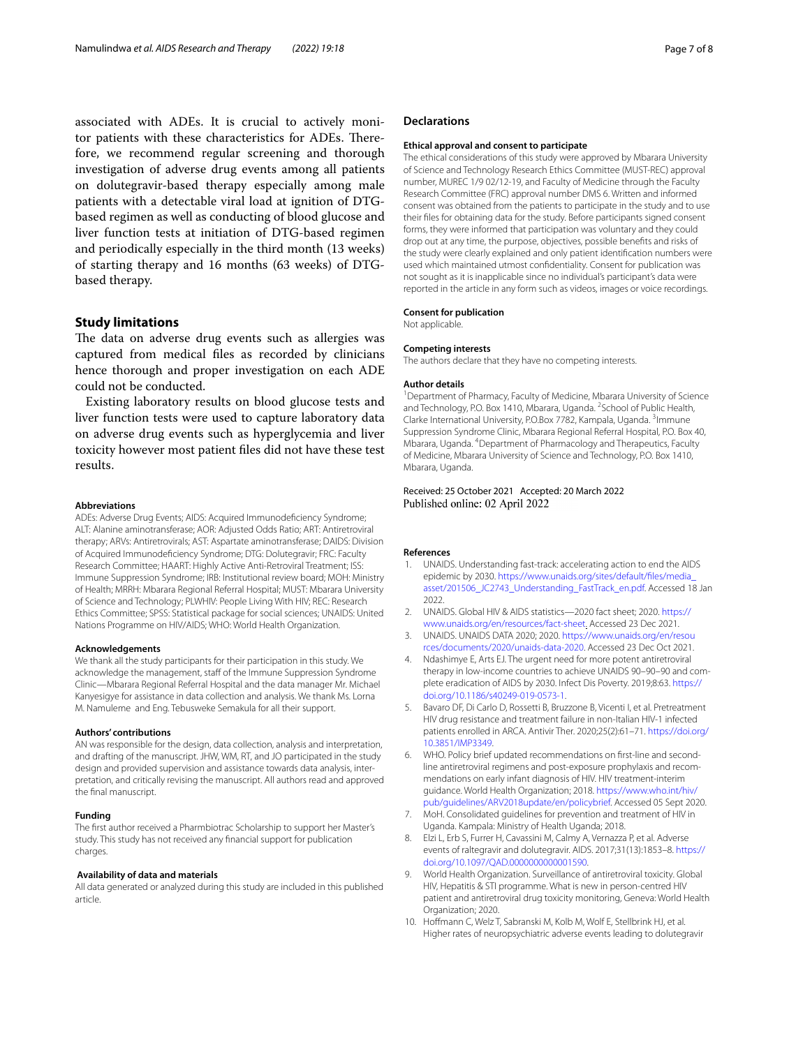associated with ADEs. It is crucial to actively monitor patients with these characteristics for ADEs. Therefore, we recommend regular screening and thorough investigation of adverse drug events among all patients on dolutegravir-based therapy especially among male patients with a detectable viral load at ignition of DTG-based regimen as well as conducting of blood glucose and liver function tests at initiation of DTG-based regimen and periodically especially in the third month (13 weeks) of starting therapy and 16 months (63 weeks) of DTG-based therapy.

## Study limitations

The data on adverse drug events such as allergies was captured from medical files as recorded by clinicians hence thorough and proper investigation on each ADE could not be conducted.

Existing laboratory results on blood glucose tests and liver function tests were used to capture laboratory data on adverse drug events such as hyperglycemia and liver toxicity however most patient files did not have these test results.

#### Abbreviations

ADEs: Adverse Drug Events; AIDS: Acquired Immunodeficiency Syndrome; ALT: Alanine aminotransferase; AOR: Adjusted Odds Ratio; ART: Antiretroviral therapy; ARVs: Antiretrovirals; AST: Aspartate aminotransferase; DAIDS: Division of Acquired Immunodeficiency Syndrome; DTG: Dolutegravir; FRC: Faculty Research Committee; HAART: Highly Active Anti-Retroviral Treatment; ISS: Immune Suppression Syndrome; IRB: Institutional review board; MOH: Ministry of Health; MRRH: Mbarara Regional Referral Hospital; MUST: Mbarara University of Science and Technology; PLWHIV: People Living With HIV; REC: Research Ethics Committee; SPSS: Statistical package for social sciences; UNAIDS: United Nations Programme on HIV/AIDS; WHO: World Health Organization.

#### Acknowledgements

We thank all the study participants for their participation in this study. We acknowledge the management, staff of the Immune Suppression Syndrome Clinic—Mbarara Regional Referral Hospital and the data manager Mr. Michael Kanyesigye for assistance in data collection and analysis. We thank Ms. Lorna M. Namuleme and Eng. Tebusweke Semakula for all their support.

#### Authors' contributions

AN was responsible for the design, data collection, analysis and interpretation, and drafting of the manuscript. JHW, WM, RT, and JO participated in the study design and provided supervision and assistance towards data analysis, interpretation, and critically revising the manuscript. All authors read and approved the final manuscript.

#### Funding

The first author received a Pharmbiotrac Scholarship to support her Master's study. This study has not received any financial support for publication charges.

#### Availability of data and materials

All data generated or analyzed during this study are included in this published article.

## Declarations

#### Ethical approval and consent to participate

The ethical considerations of this study were approved by Mbarara University of Science and Technology Research Ethics Committee (MUST-REC) approval number, MUREC 1/9 02/12-19, and Faculty of Medicine through the Faculty Research Committee (FRC) approval number DMS 6. Written and informed consent was obtained from the patients to participate in the study and to use their files for obtaining data for the study. Before participants signed consent forms, they were informed that participation was voluntary and they could drop out at any time, the purpose, objectives, possible benefits and risks of the study were clearly explained and only patient identification numbers were used which maintained utmost confidentiality. Consent for publication was not sought as it is inapplicable since no individual's participant's data were reported in the article in any form such as videos, images or voice recordings.

#### Consent for publication

Not applicable.

#### Competing interests

The authors declare that they have no competing interests.

#### Author details

[1] Department of Pharmacy, Faculty of Medicine, Mbarara University of Science and Technology, P.O. Box 1410, Mbarara, Uganda. [2] School of Public Health, Clarke International University, P.O.Box 7782, Kampala, Uganda. [3] Immune Suppression Syndrome Clinic, Mbarara Regional Referral Hospital, P.O. Box 40, Mbarara, Uganda. [4] Department of Pharmacology and Therapeutics, Faculty of Medicine, Mbarara University of Science and Technology, P.O. Box 1410, Mbarara, Uganda.

Received: 25 October 2021 Accepted: 20 March 2022
Published online: 02 April 2022

#### References

1. UNAIDS. Understanding fast-track: accelerating action to end the AIDS epidemic by 2030. https://www.unaids.org/sites/default/files/media_asset/201506_JC2743_Understanding_FastTrack_en.pdf. Accessed 18 Jan 2022.
2. UNAIDS. Global HIV & AIDS statistics—2020 fact sheet; 2020. https://www.unaids.org/en/resources/fact-sheet. Accessed 23 Dec 2021.
3. UNAIDS. UNAIDS DATA 2020; 2020. https://www.unaids.org/en/resources/documents/2020/unaids-data-2020. Accessed 23 Dec Oct 2021.
4. Ndashimye E, Arts EJ. The urgent need for more potent antiretroviral therapy in low-income countries to achieve UNAIDS 90–90–90 and complete eradication of AIDS by 2030. Infect Dis Poverty. 2019;8:63. https://doi.org/10.1186/s40249-019-0573-1.
5. Bavaro DF, Di Carlo D, Rossetti B, Bruzzone B, Vicenti I, et al. Pretreatment HIV drug resistance and treatment failure in non-Italian HIV-1 infected patients enrolled in ARCA. Antivir Ther. 2020;25(2):61–71. https://doi.org/10.3851/IMP3349.
6. WHO. Policy brief updated recommendations on first-line and second-line antiretroviral regimens and post-exposure prophylaxis and recommendations on early infant diagnosis of HIV. HIV treatment-interim guidance. World Health Organization; 2018. https://www.who.int/hiv/pub/guidelines/ARV2018update/en/policybrief. Accessed 05 Sept 2020.
7. MoH. Consolidated guidelines for prevention and treatment of HIV in Uganda. Kampala: Ministry of Health Uganda; 2018.
8. Elzi L, Erb S, Furrer H, Cavassini M, Calmy A, Vernazza P, et al. Adverse events of raltegravir and dolutegravir. AIDS. 2017;31(13):1853–8. https://doi.org/10.1097/QAD.0000000000001590.
9. World Health Organization. Surveillance of antiretroviral toxicity. Global HIV, Hepatitis & STI programme. What is new in person-centred HIV patient and antiretroviral drug toxicity monitoring, Geneva: World Health Organization; 2020.
10. Hoffmann C, Welz T, Sabranski M, Kolb M, Wolf E, Stellbrink HJ, et al. Higher rates of neuropsychiatric adverse events leading to dolutegravir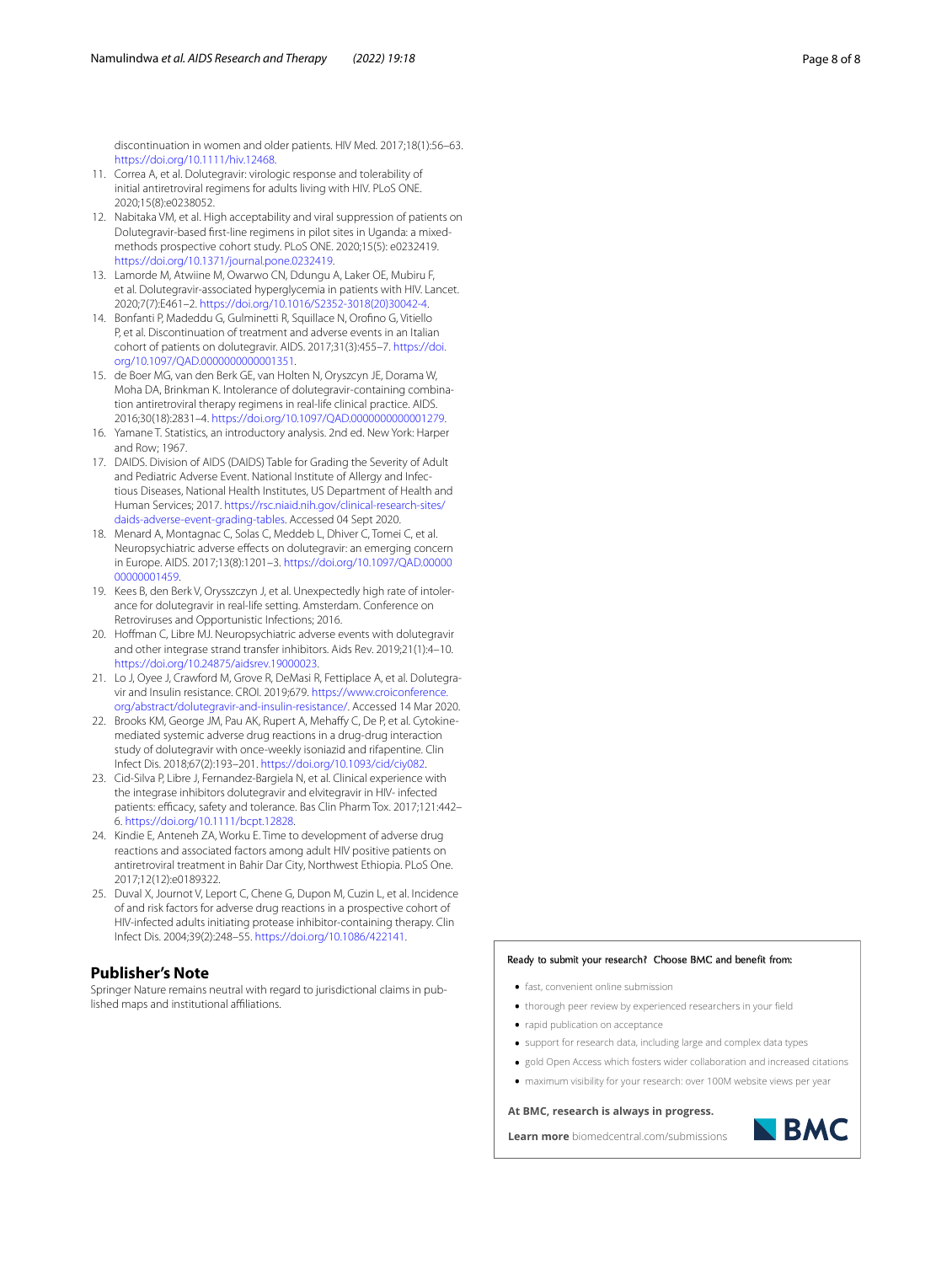discontinuation in women and older patients. HIV Med. 2017;18(1):56–63. https://doi.org/10.1111/hiv.12468.

11. Correa A, et al. Dolutegravir: virologic response and tolerability of initial antiretroviral regimens for adults living with HIV. PLoS ONE. 2020;15(8):e0238052.
12. Nabitaka VM, et al. High acceptability and viral suppression of patients on Dolutegravir-based first-line regimens in pilot sites in Uganda: a mixed-methods prospective cohort study. PLoS ONE. 2020;15(5): e0232419. https://doi.org/10.1371/journal.pone.0232419.
13. Lamorde M, Atwiine M, Owarwo CN, Ddungu A, Laker OE, Mubiru F, et al. Dolutegravir-associated hyperglycemia in patients with HIV. Lancet. 2020;7(7):E461–2. https://doi.org/10.1016/S2352-3018(20)30042-4.
14. Bonfanti P, Madeddu G, Gulminetti R, Squillace N, Orofino G, Vitiello P, et al. Discontinuation of treatment and adverse events in an Italian cohort of patients on dolutegravir. AIDS. 2017;31(3):455–7. https://doi.org/10.1097/QAD.0000000000001351.
15. de Boer MG, van den Berk GE, van Holten N, Oryszcyn JE, Dorama W, Moha DA, Brinkman K. Intolerance of dolutegravir-containing combination antiretroviral therapy regimens in real-life clinical practice. AIDS. 2016;30(18):2831–4. https://doi.org/10.1097/QAD.0000000000001279.
16. Yamane T. Statistics, an introductory analysis. 2nd ed. New York: Harper and Row; 1967.
17. DAIDS. Division of AIDS (DAIDS) Table for Grading the Severity of Adult and Pediatric Adverse Event. National Institute of Allergy and Infectious Diseases, National Health Institutes, US Department of Health and Human Services; 2017. https://rsc.niaid.nih.gov/clinical-research-sites/daids-adverse-event-grading-tables. Accessed 04 Sept 2020.
18. Menard A, Montagnac C, Solas C, Meddeb L, Dhiver C, Tomei C, et al. Neuropsychiatric adverse effects on dolutegravir: an emerging concern in Europe. AIDS. 2017;13(8):1201–3. https://doi.org/10.1097/QAD.0000000000001459.
19. Kees B, den Berk V, Orysszczyn J, et al. Unexpectedly high rate of intolerance for dolutegravir in real-life setting. Amsterdam. Conference on Retroviruses and Opportunistic Infections; 2016.
20. Hoffman C, Libre MJ. Neuropsychiatric adverse events with dolutegravir and other integrase strand transfer inhibitors. Aids Rev. 2019;21(1):4–10. https://doi.org/10.24875/aidsrev.19000023.
21. Lo J, Oyee J, Crawford M, Grove R, DeMasi R, Fettiplace A, et al. Dolutegravir and Insulin resistance. CROI. 2019;679. https://www.croiconference.org/abstract/dolutegravir-and-insulin-resistance/. Accessed 14 Mar 2020.
22. Brooks KM, George JM, Pau AK, Rupert A, Mehaffy C, De P, et al. Cytokine-mediated systemic adverse drug reactions in a drug-drug interaction study of dolutegravir with once-weekly isoniazid and rifapentine. Clin Infect Dis. 2018;67(2):193–201. https://doi.org/10.1093/cid/ciy082.
23. Cid-Silva P, Libre J, Fernandez-Bargiela N, et al. Clinical experience with the integrase inhibitors dolutegravir and elvitegravir in HIV- infected patients: efficacy, safety and tolerance. Bas Clin Pharm Tox. 2017;121:442–6. https://doi.org/10.1111/bcpt.12828.
24. Kindie E, Anteneh ZA, Worku E. Time to development of adverse drug reactions and associated factors among adult HIV positive patients on antiretroviral treatment in Bahir Dar City, Northwest Ethiopia. PLoS One. 2017;12(12):e0189322.
25. Duval X, Journot V, Leport C, Chene G, Dupon M, Cuzin L, et al. Incidence of and risk factors for adverse drug reactions in a prospective cohort of HIV-infected adults initiating protease inhibitor-containing therapy. Clin Infect Dis. 2004;39(2):248–55. https://doi.org/10.1086/422141.

## Publisher's Note

Springer Nature remains neutral with regard to jurisdictional claims in published maps and institutional affiliations.

Ready to submit your research? Choose BMC and benefit from:

- fast, convenient online submission
- thorough peer review by experienced researchers in your field
- rapid publication on acceptance
- support for research data, including large and complex data types
- gold Open Access which fosters wider collaboration and increased citations
- maximum visibility for your research: over 100M website views per year

**At BMC, research is always in progress.**

**Learn more** biomedcentral.com/submissions

BMC